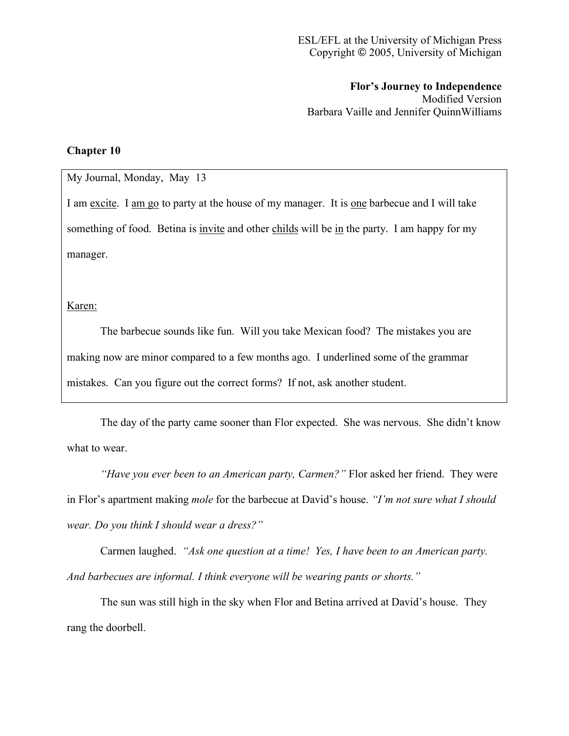ESL/EFL at the University of Michigan Press
Copyright © 2005, University of Michigan

**Flor's Journey to Independence**
Modified Version
Barbara Vaille and Jennifer QuinnWilliams

## Chapter 10

My Journal, Monday, May 13

I am <u>excite</u>. I <u>am go</u> to party at the house of my manager. It is <u>one</u> barbecue and I will take something of food. Betina is <u>invite</u> and other <u>childs</u> will be <u>in</u> the party. I am happy for my manager.

<u>Karen:</u>

The barbecue sounds like fun. Will you take Mexican food? The mistakes you are making now are minor compared to a few months ago. I underlined some of the grammar mistakes. Can you figure out the correct forms? If not, ask another student.

The day of the party came sooner than Flor expected. She was nervous. She didn't know what to wear.

*"Have you ever been to an American party, Carmen?"* Flor asked her friend. They were in Flor's apartment making *mole* for the barbecue at David's house. *"I'm not sure what I should wear. Do you think I should wear a dress?"*

Carmen laughed. *"Ask one question at a time! Yes, I have been to an American party. And barbecues are informal. I think everyone will be wearing pants or shorts."*

The sun was still high in the sky when Flor and Betina arrived at David's house. They rang the doorbell.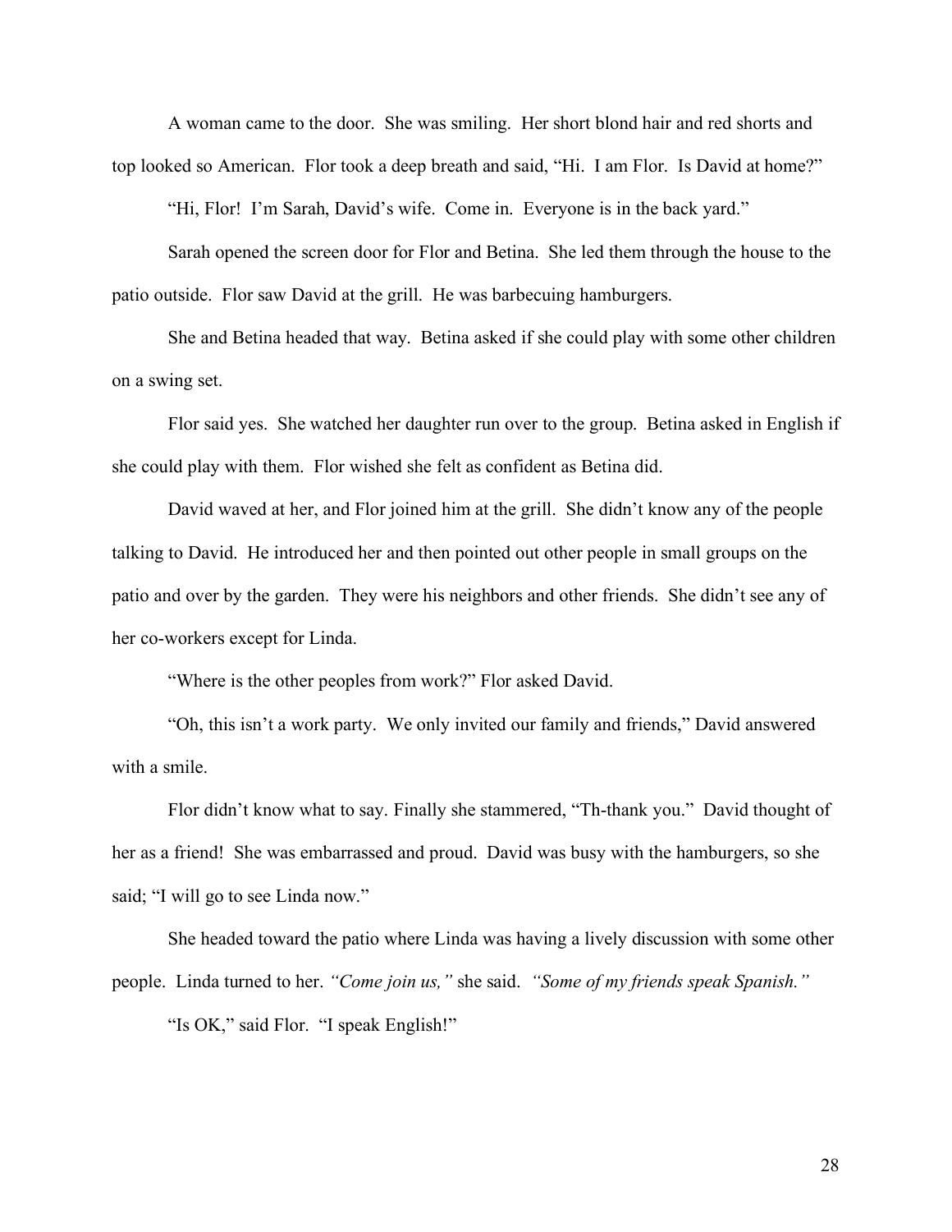A woman came to the door. She was smiling. Her short blond hair and red shorts and top looked so American. Flor took a deep breath and said, "Hi. I am Flor. Is David at home?"

"Hi, Flor! I'm Sarah, David's wife. Come in. Everyone is in the back yard."

Sarah opened the screen door for Flor and Betina. She led them through the house to the patio outside. Flor saw David at the grill. He was barbecuing hamburgers.

She and Betina headed that way. Betina asked if she could play with some other children on a swing set.

Flor said yes. She watched her daughter run over to the group. Betina asked in English if she could play with them. Flor wished she felt as confident as Betina did.

David waved at her, and Flor joined him at the grill. She didn't know any of the people talking to David. He introduced her and then pointed out other people in small groups on the patio and over by the garden. They were his neighbors and other friends. She didn't see any of her co-workers except for Linda.

"Where is the other peoples from work?" Flor asked David.

"Oh, this isn't a work party. We only invited our family and friends," David answered with a smile.

Flor didn't know what to say. Finally she stammered, "Th-thank you." David thought of her as a friend! She was embarrassed and proud. David was busy with the hamburgers, so she said; "I will go to see Linda now."

She headed toward the patio where Linda was having a lively discussion with some other people. Linda turned to her. *"Come join us,"* she said. *"Some of my friends speak Spanish."*

"Is OK," said Flor. "I speak English!"